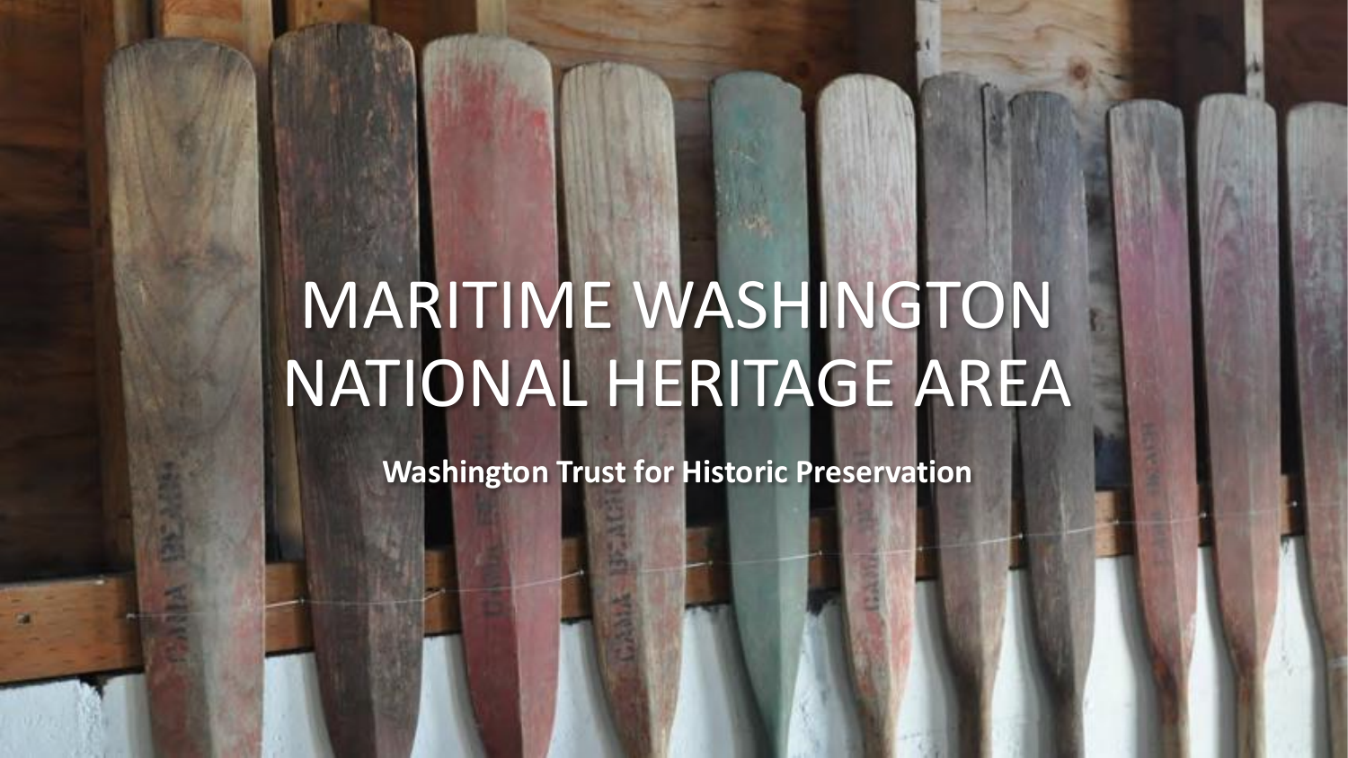# MARITIME WASHINGTON NATIONAL HERITAGE AREA

**Washington Trust for Historic Preservation**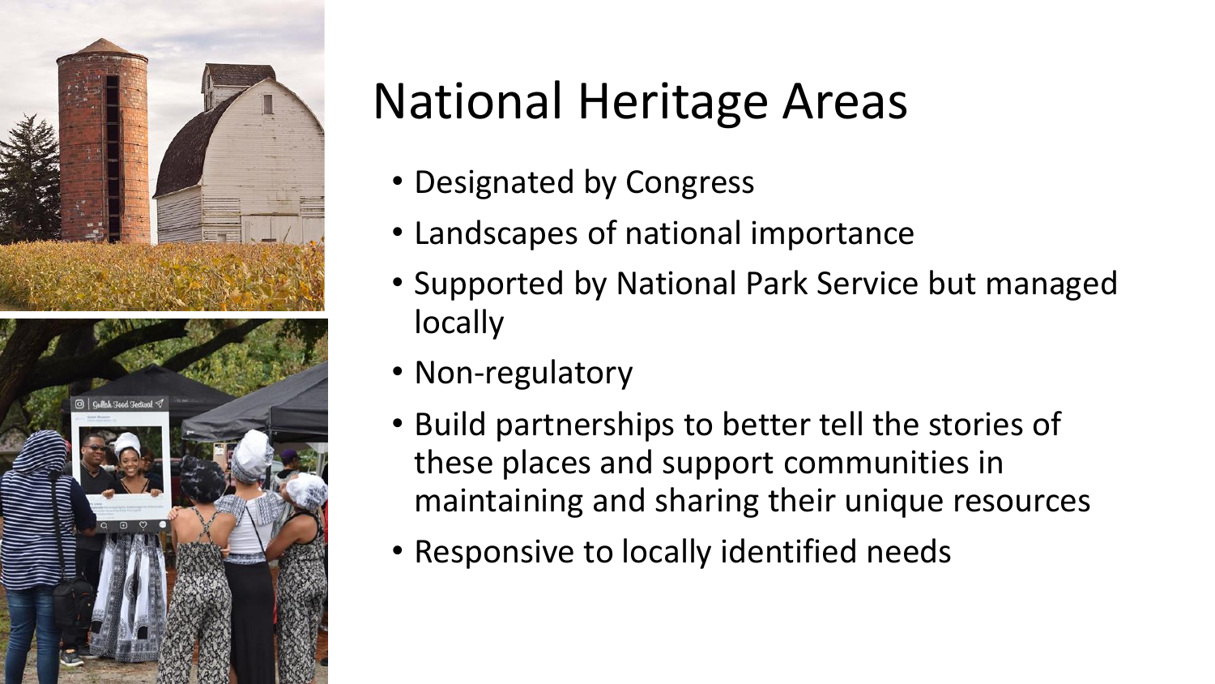# National Heritage Areas

- Designated by Congress
- Landscapes of national importance
- Supported by National Park Service but managed locally
- Non-regulatory
- Build partnerships to better tell the stories of these places and support communities in maintaining and sharing their unique resources
- Responsive to locally identified needs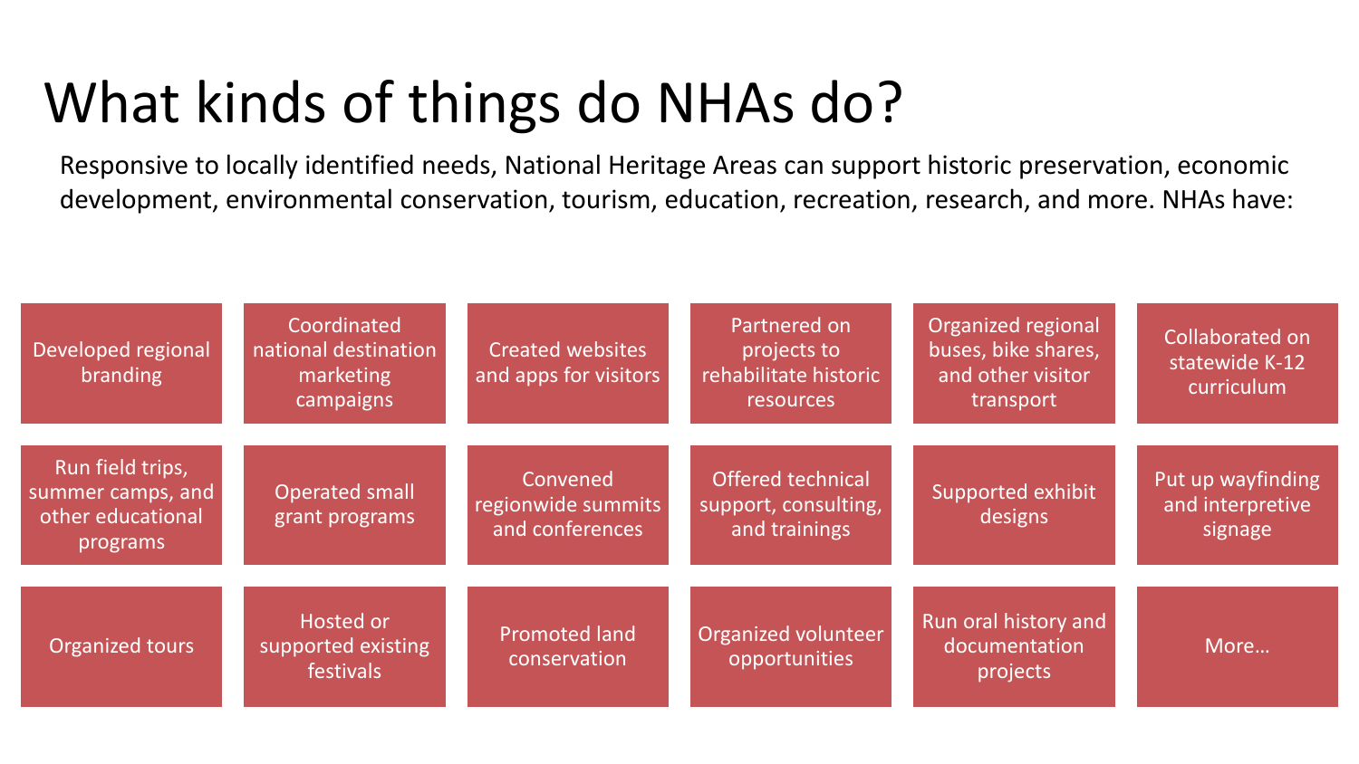# What kinds of things do NHAs do?

Responsive to locally identified needs, National Heritage Areas can support historic preservation, economic development, environmental conservation, tourism, education, recreation, research, and more. NHAs have:

| | | | | | |
|---|---|---|---|---|---|
| Developed regional branding | Coordinated national destination marketing campaigns | Created websites and apps for visitors | Partnered on projects to rehabilitate historic resources | Organized regional buses, bike shares, and other visitor transport | Collaborated on statewide K-12 curriculum |
| Run field trips, summer camps, and other educational programs | Operated small grant programs | Convened regionwide summits and conferences | Offered technical support, consulting, and trainings | Supported exhibit designs | Put up wayfinding and interpretive signage |
| Organized tours | Hosted or supported existing festivals | Promoted land conservation | Organized volunteer opportunities | Run oral history and documentation projects | More… |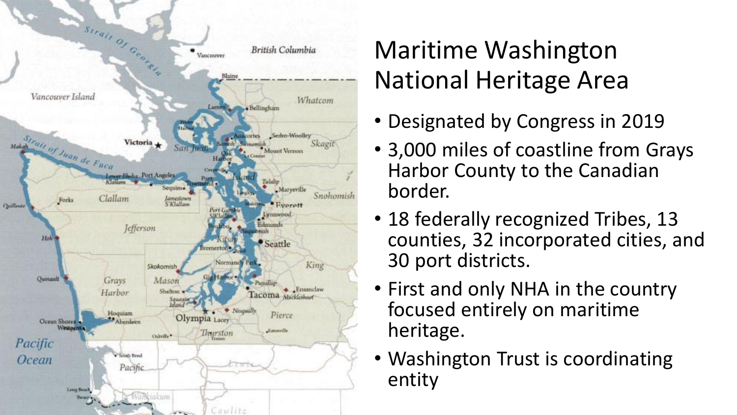# Maritime Washington National Heritage Area

- Designated by Congress in 2019
- 3,000 miles of coastline from Grays Harbor County to the Canadian border.
- 18 federally recognized Tribes, 13 counties, 32 incorporated cities, and 30 port districts.
- First and only NHA in the country focused entirely on maritime heritage.
- Washington Trust is coordinating entity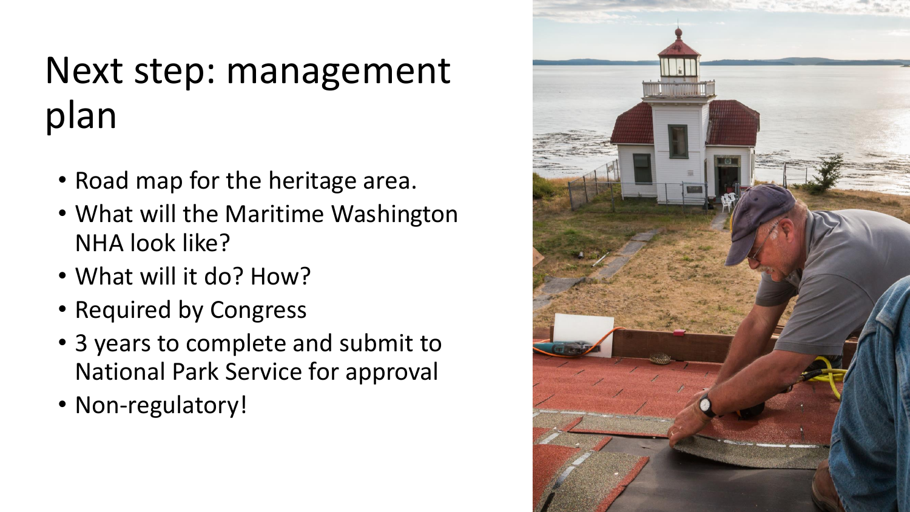# Next step: management plan

- Road map for the heritage area.
- What will the Maritime Washington NHA look like?
- What will it do? How?
- Required by Congress
- 3 years to complete and submit to National Park Service for approval
- Non-regulatory!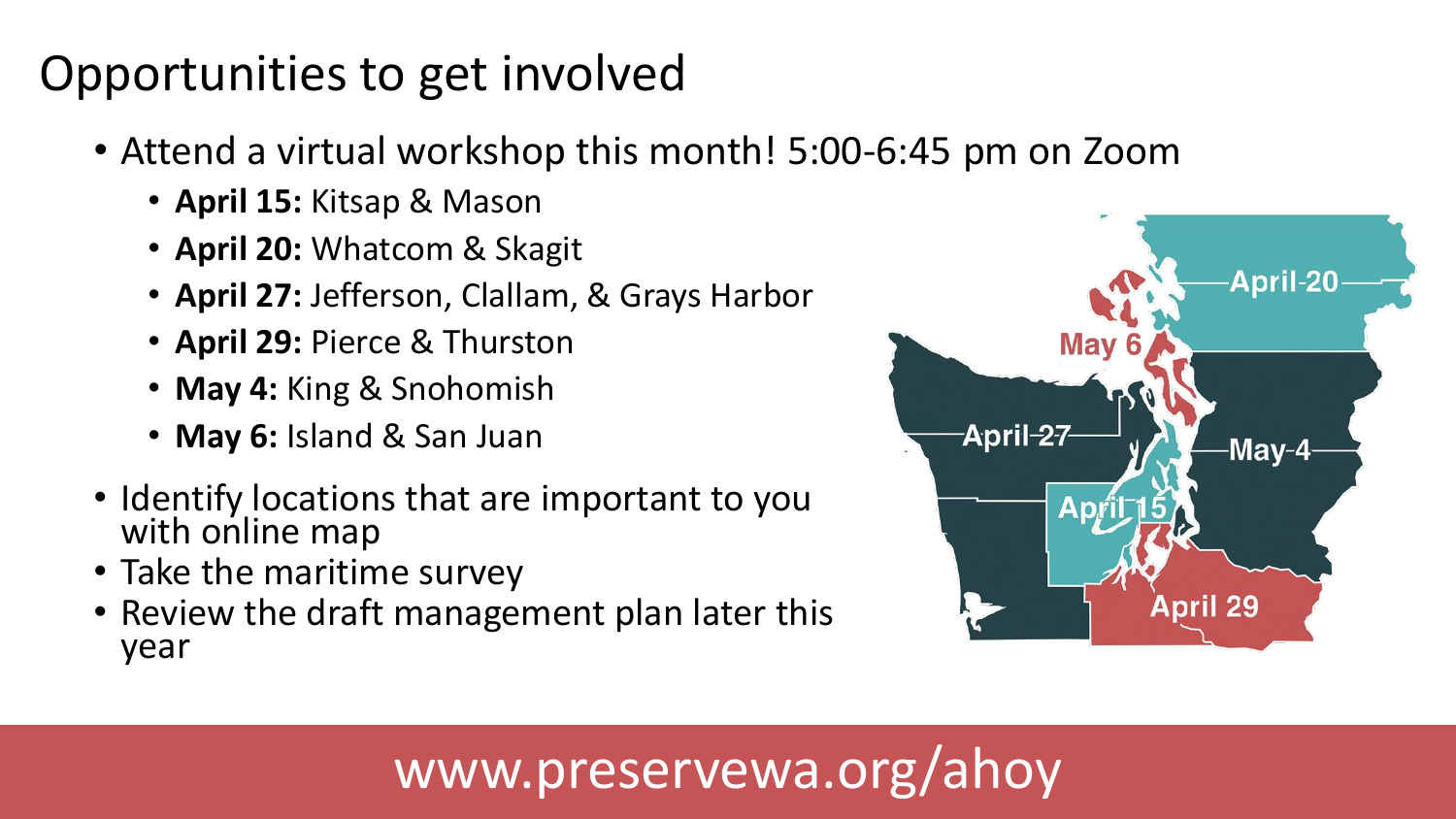# Opportunities to get involved

- Attend a virtual workshop this month! 5:00-6:45 pm on Zoom
  - **April 15:** Kitsap & Mason
  - **April 20:** Whatcom & Skagit
  - **April 27:** Jefferson, Clallam, & Grays Harbor
  - **April 29:** Pierce & Thurston
  - **May 4:** King & Snohomish
  - **May 6:** Island & San Juan
- Identify locations that are important to you with online map
- Take the maritime survey
- Review the draft management plan later this year

April 20
May 6
April 27
May 4
April 15
April 29

www.preservewa.org/ahoy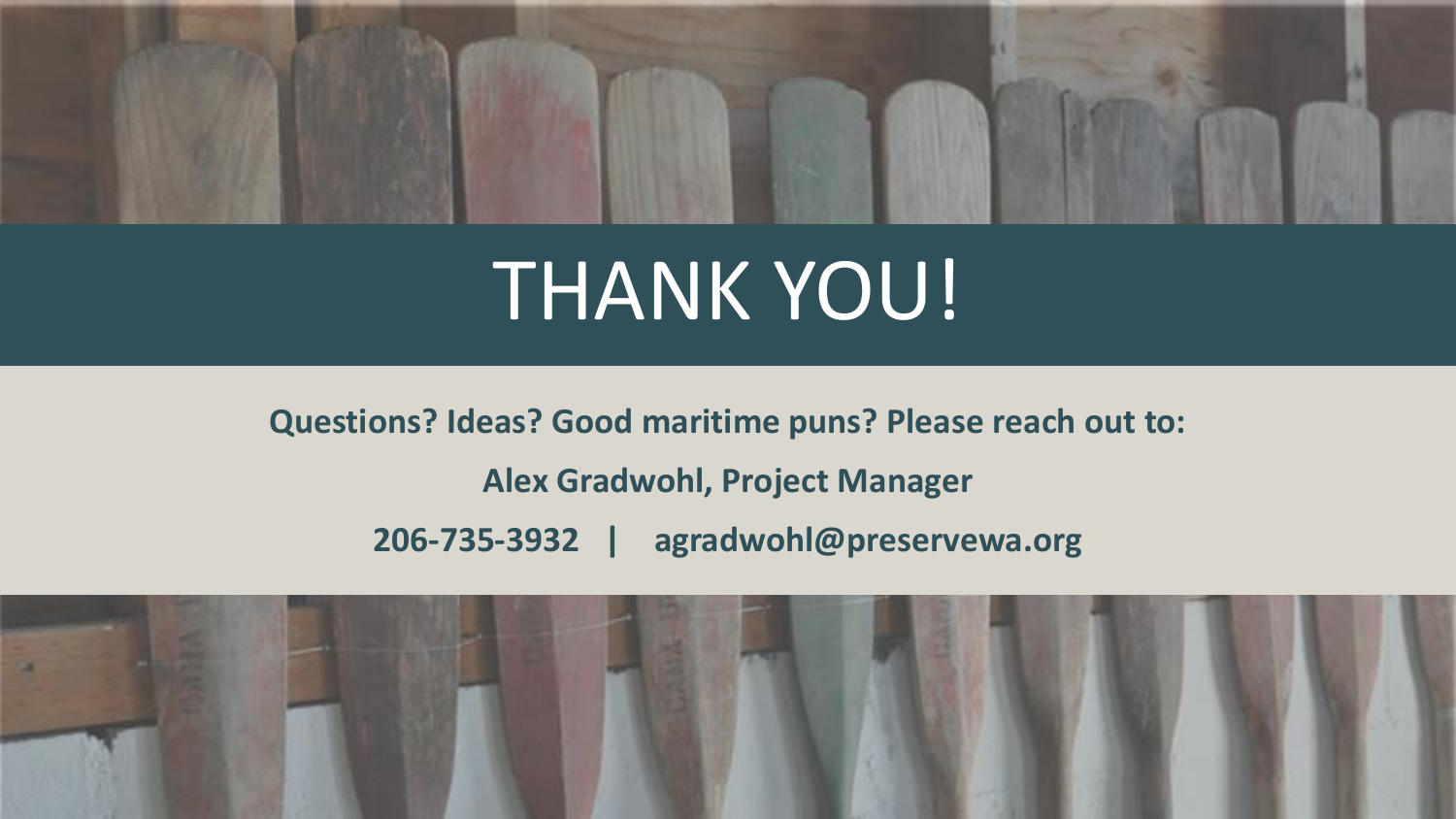# THANK YOU!

**Questions? Ideas? Good maritime puns? Please reach out to:**

**Alex Gradwohl, Project Manager**

**206-735-3932 | agradwohl@preservewa.org**